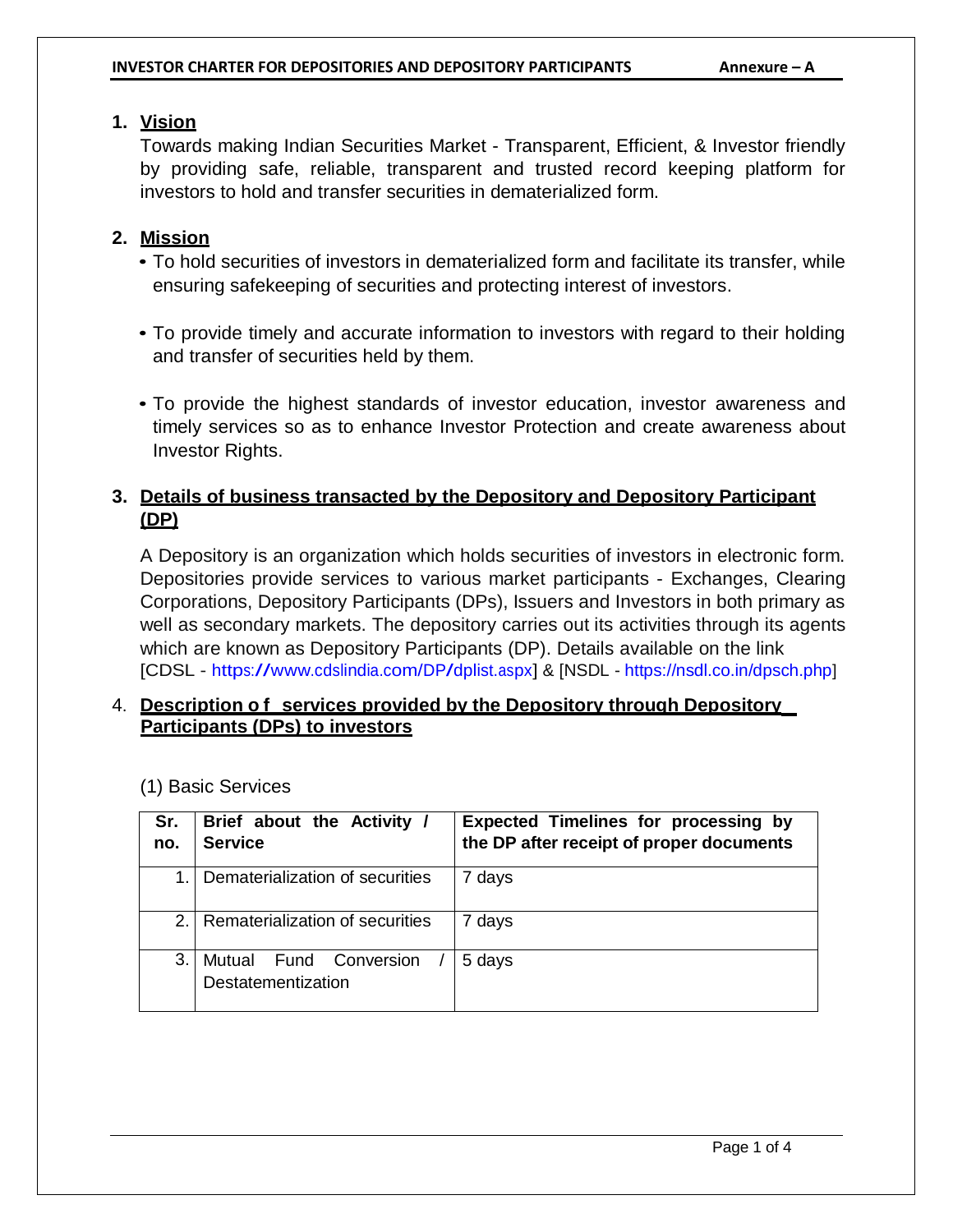# INVESTOR CHARTER FOR DEPOSITORIES AND DEPOSITORY PARTICIPANTS

**Annexure – A**

## 1. Vision

Towards making Indian Securities Market - Transparent, Efficient, & Investor friendly by providing safe, reliable, transparent and trusted record keeping platform for investors to hold and transfer securities in dematerialized form.

## 2. Mission

- To hold securities of investors in dematerialized form and facilitate its transfer, while ensuring safekeeping of securities and protecting interest of investors.
- To provide timely and accurate information to investors with regard to their holding and transfer of securities held by them.
- To provide the highest standards of investor education, investor awareness and timely services so as to enhance Investor Protection and create awareness about Investor Rights.

## 3. Details of business transacted by the Depository and Depository Participant (DP)

A Depository is an organization which holds securities of investors in electronic form. Depositories provide services to various market participants - Exchanges, Clearing Corporations, Depository Participants (DPs), Issuers and Investors in both primary as well as secondary markets. The depository carries out its activities through its agents which are known as Depository Participants (DP). Details available on the link [CDSL - https://www.cdslindia.com/DP/dplist.aspx] & [NSDL - https://nsdl.co.in/dpsch.php]

## 4. Description of services provided by the Depository through Depository Participants (DPs) to investors

(1) Basic Services

| Sr. no. | Brief about the Activity / Service | Expected Timelines for processing by the DP after receipt of proper documents |
|---|---|---|
| 1. | Dematerialization of securities | 7 days |
| 2. | Rematerialization of securities | 7 days |
| 3. | Mutual Fund Conversion / Destatementization | 5 days |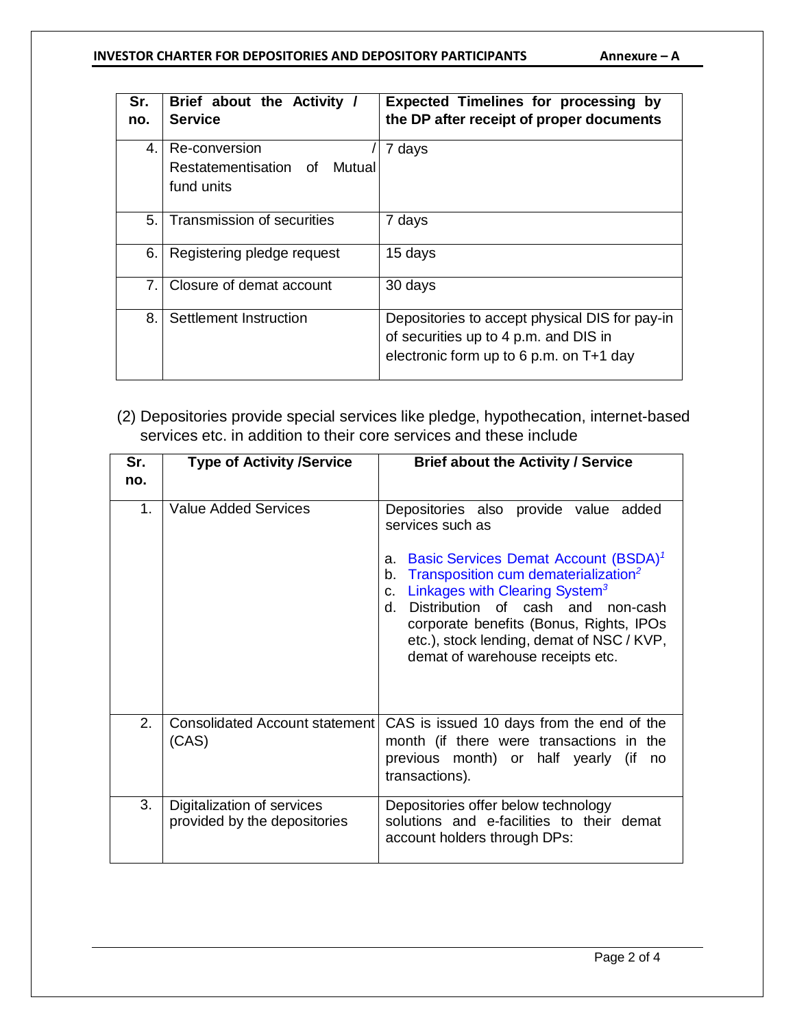| Sr. no. | Brief about the Activity / Service | Expected Timelines for processing by the DP after receipt of proper documents |
|---|---|---|
| 4. | Re-conversion / Restatementisation of Mutual fund units | 7 days |
| 5. | Transmission of securities | 7 days |
| 6. | Registering pledge request | 15 days |
| 7. | Closure of demat account | 30 days |
| 8. | Settlement Instruction | Depositories to accept physical DIS for pay-in of securities up to 4 p.m. and DIS in electronic form up to 6 p.m. on T+1 day |

(2) Depositories provide special services like pledge, hypothecation, internet-based services etc. in addition to their core services and these include

| Sr. no. | Type of Activity /Service | Brief about the Activity / Service |
|---|---|---|
| 1. | Value Added Services | Depositories also provide value added services such as<br><br>a. Basic Services Demat Account (BSDA)[1]<br>b. Transposition cum dematerialization[2]<br>c. Linkages with Clearing System[3]<br>d. Distribution of cash and non-cash corporate benefits (Bonus, Rights, IPOs etc.), stock lending, demat of NSC / KVP, demat of warehouse receipts etc. |
| 2. | Consolidated Account statement (CAS) | CAS is issued 10 days from the end of the month (if there were transactions in the previous month) or half yearly (if no transactions). |
| 3. | Digitalization of services provided by the depositories | Depositories offer below technology solutions and e-facilities to their demat account holders through DPs: |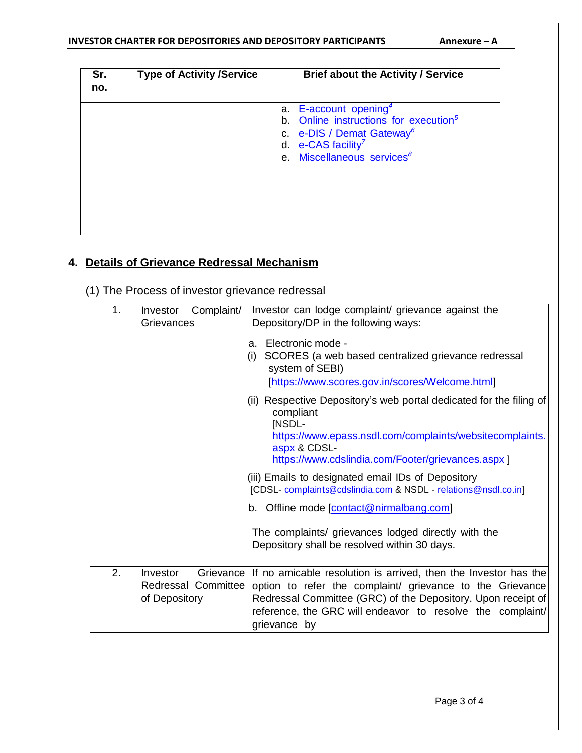| Sr. no. | Type of Activity /Service | Brief about the Activity / Service |
| --- | --- | --- |
| | | a. E-account opening[4]<br>b. Online instructions for execution[5]<br>c. e-DIS / Demat Gateway[6]<br>d. e-CAS facility[7]<br>e. Miscellaneous services[8] |

## 4. Details of Grievance Redressal Mechanism

(1) The Process of investor grievance redressal

| | | |
| --- | --- | --- |
| 1. | Investor Complaint/ Grievances | Investor can lodge complaint/ grievance against the Depository/DP in the following ways:<br><br>a. Electronic mode -<br>(i) SCORES (a web based centralized grievance redressal system of SEBI) [https://www.scores.gov.in/scores/Welcome.html]<br><br>(ii) Respective Depository's web portal dedicated for the filing of compliant [NSDL- https://www.epass.nsdl.com/complaints/websitecomplaints.aspx & CDSL- https://www.cdslindia.com/Footer/grievances.aspx ]<br><br>(iii) Emails to designated email IDs of Depository [CDSL- complaints@cdslindia.com & NSDL - relations@nsdl.co.in]<br><br>b. Offline mode [contact@nirmalbang.com]<br><br>The complaints/ grievances lodged directly with the Depository shall be resolved within 30 days. |
| 2. | Investor Grievance Redressal Committee of Depository | If no amicable resolution is arrived, then the Investor has the option to refer the complaint/ grievance to the Grievance Redressal Committee (GRC) of the Depository. Upon receipt of reference, the GRC will endeavor to resolve the complaint/ grievance by |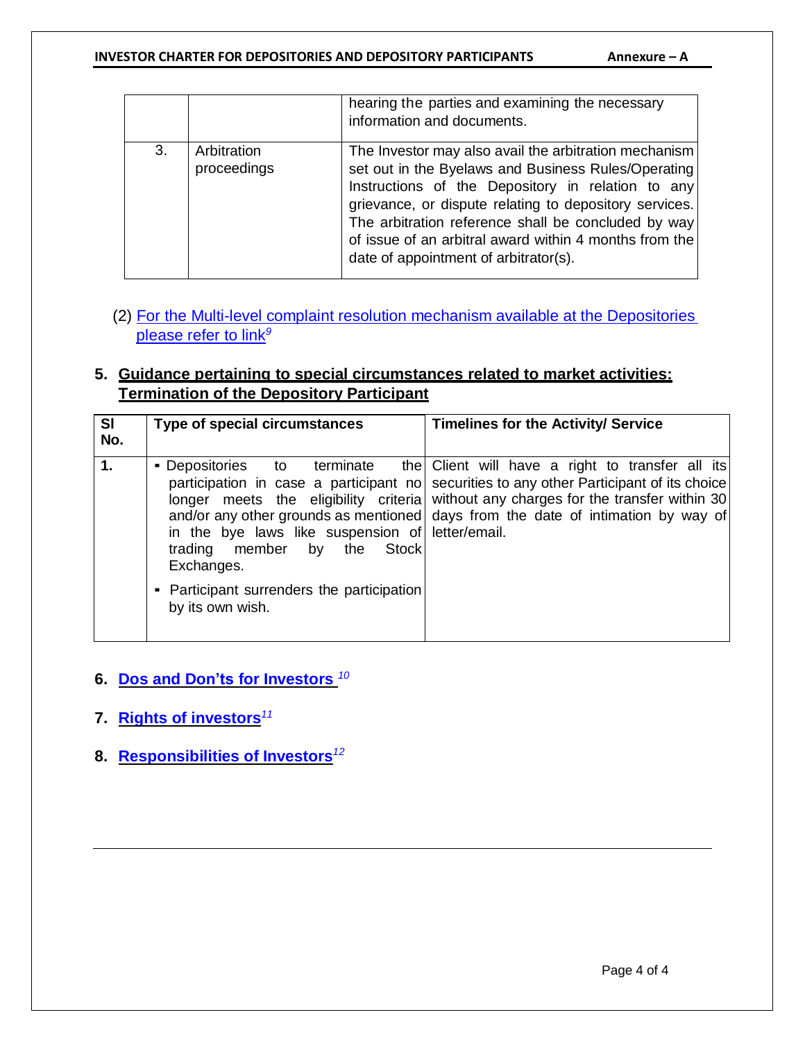| | | |
|---|---|---|
| | | hearing the parties and examining the necessary information and documents. |
| 3. | Arbitration proceedings | The Investor may also avail the arbitration mechanism set out in the Byelaws and Business Rules/Operating Instructions of the Depository in relation to any grievance, or dispute relating to depository services. The arbitration reference shall be concluded by way of issue of an arbitral award within 4 months from the date of appointment of arbitrator(s). |

(2) For the Multi-level complaint resolution mechanism available at the Depositories please refer to link[9]

## 5. Guidance pertaining to special circumstances related to market activities: Termination of the Depository Participant

| Sl No. | Type of special circumstances | Timelines for the Activity/ Service |
|---|---|---|
| 1. | ▪ Depositories to terminate the participation in case a participant no longer meets the eligibility criteria and/or any other grounds as mentioned in the bye laws like suspension of trading member by the Stock Exchanges.<br>▪ Participant surrenders the participation by its own wish. | Client will have a right to transfer all its securities to any other Participant of its choice without any charges for the transfer within 30 days from the date of intimation by way of letter/email. |

## 6. Dos and Don'ts for Investors [10]

## 7. Rights of investors[11]

## 8. Responsibilities of Investors[12]